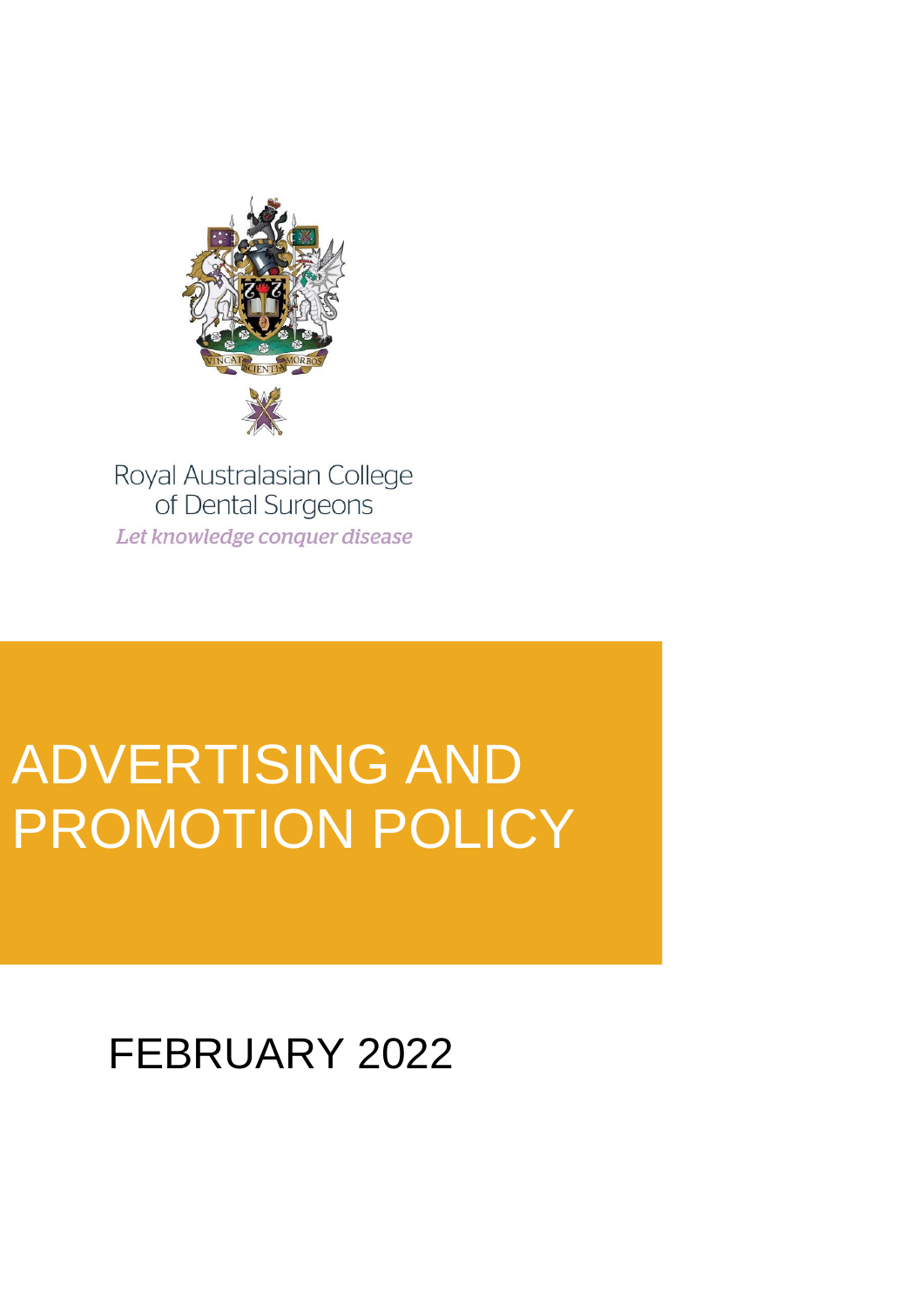Royal Australasian College of Dental Surgeons

*Let knowledge conquer disease*

# ADVERTISING AND PROMOTION POLICY

FEBRUARY 2022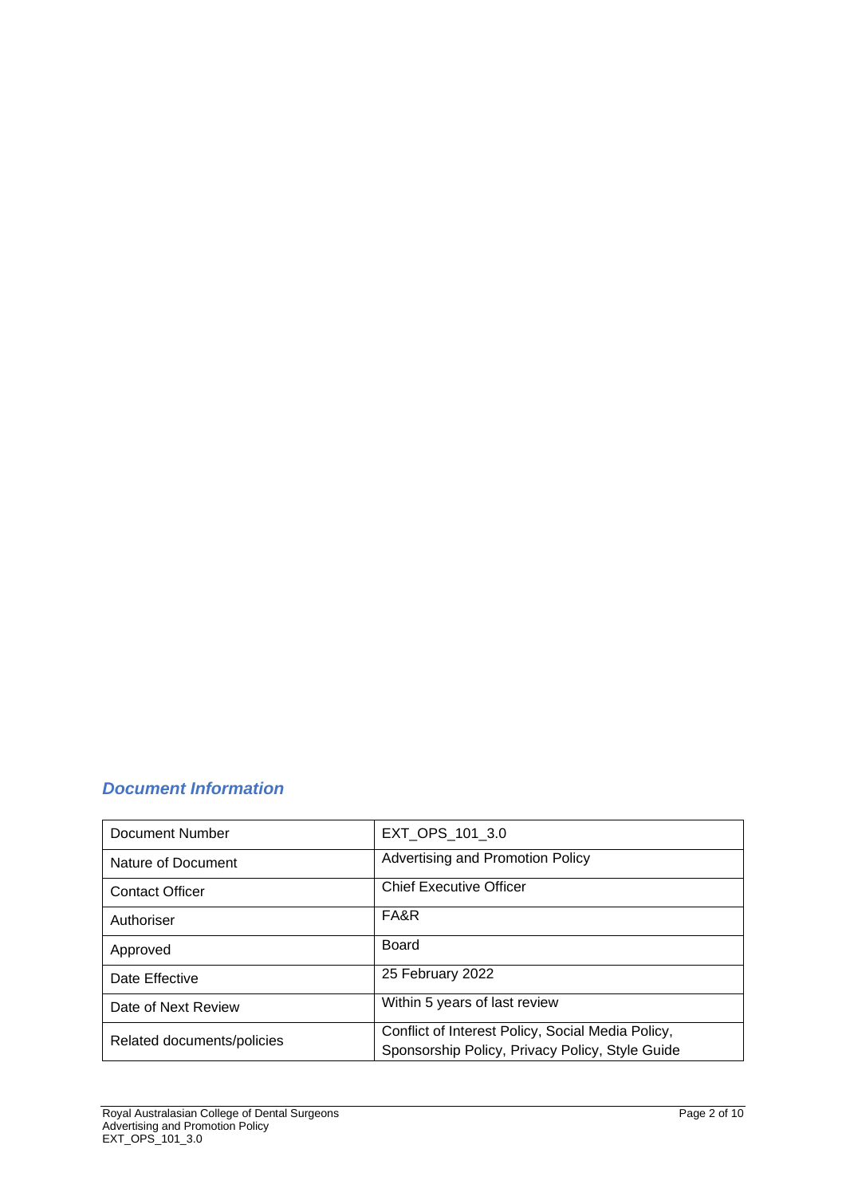## *Document Information*

| Document Number | EXT_OPS_101_3.0 |
|---|---|
| Nature of Document | Advertising and Promotion Policy |
| Contact Officer | Chief Executive Officer |
| Authoriser | FA&R |
| Approved | Board |
| Date Effective | 25 February 2022 |
| Date of Next Review | Within 5 years of last review |
| Related documents/policies | Conflict of Interest Policy, Social Media Policy, Sponsorship Policy, Privacy Policy, Style Guide |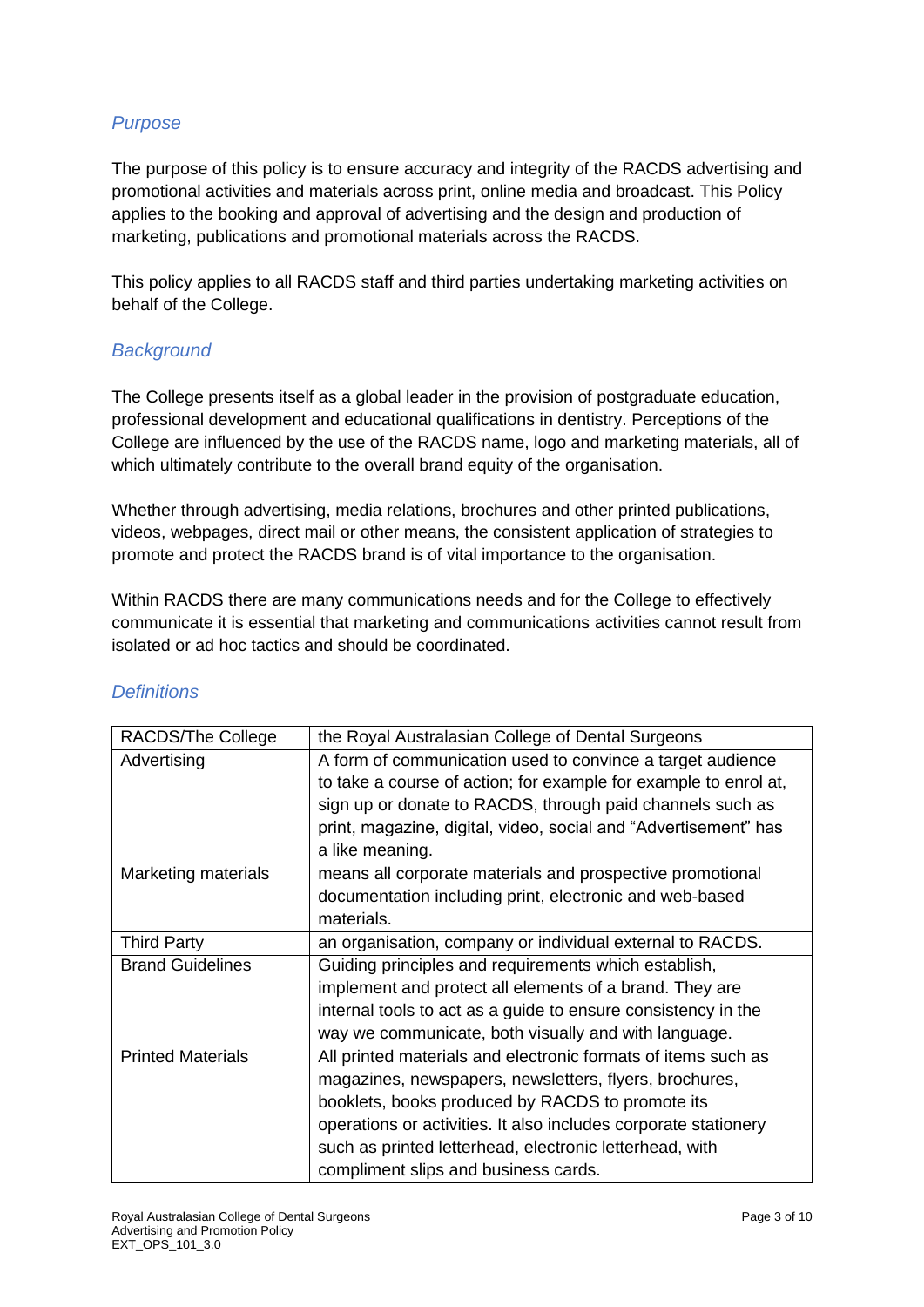## *Purpose*

The purpose of this policy is to ensure accuracy and integrity of the RACDS advertising and promotional activities and materials across print, online media and broadcast. This Policy applies to the booking and approval of advertising and the design and production of marketing, publications and promotional materials across the RACDS.

This policy applies to all RACDS staff and third parties undertaking marketing activities on behalf of the College.

## *Background*

The College presents itself as a global leader in the provision of postgraduate education, professional development and educational qualifications in dentistry. Perceptions of the College are influenced by the use of the RACDS name, logo and marketing materials, all of which ultimately contribute to the overall brand equity of the organisation.

Whether through advertising, media relations, brochures and other printed publications, videos, webpages, direct mail or other means, the consistent application of strategies to promote and protect the RACDS brand is of vital importance to the organisation.

Within RACDS there are many communications needs and for the College to effectively communicate it is essential that marketing and communications activities cannot result from isolated or ad hoc tactics and should be coordinated.

## *Definitions*

| Term | Definition |
|---|---|
| RACDS/The College | the Royal Australasian College of Dental Surgeons |
| Advertising | A form of communication used to convince a target audience to take a course of action; for example for example to enrol at, sign up or donate to RACDS, through paid channels such as print, magazine, digital, video, social and "Advertisement" has a like meaning. |
| Marketing materials | means all corporate materials and prospective promotional documentation including print, electronic and web-based materials. |
| Third Party | an organisation, company or individual external to RACDS. |
| Brand Guidelines | Guiding principles and requirements which establish, implement and protect all elements of a brand. They are internal tools to act as a guide to ensure consistency in the way we communicate, both visually and with language. |
| Printed Materials | All printed materials and electronic formats of items such as magazines, newspapers, newsletters, flyers, brochures, booklets, books produced by RACDS to promote its operations or activities. It also includes corporate stationery such as printed letterhead, electronic letterhead, with compliment slips and business cards. |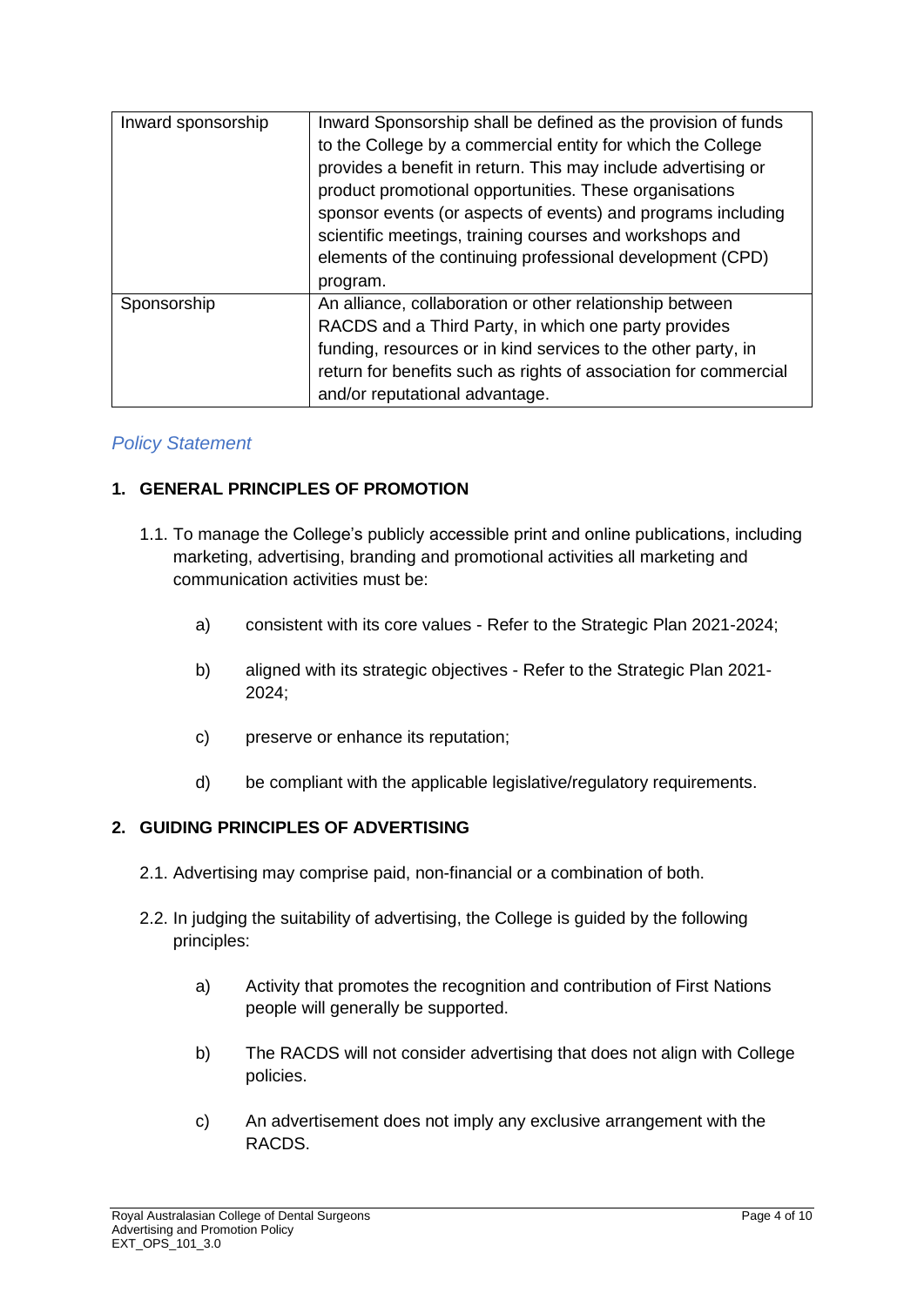| | |
|---|---|
| Inward sponsorship | Inward Sponsorship shall be defined as the provision of funds to the College by a commercial entity for which the College provides a benefit in return. This may include advertising or product promotional opportunities. These organisations sponsor events (or aspects of events) and programs including scientific meetings, training courses and workshops and elements of the continuing professional development (CPD) program. |
| Sponsorship | An alliance, collaboration or other relationship between RACDS and a Third Party, in which one party provides funding, resources or in kind services to the other party, in return for benefits such as rights of association for commercial and/or reputational advantage. |

## *Policy Statement*

### 1. GENERAL PRINCIPLES OF PROMOTION

1.1. To manage the College's publicly accessible print and online publications, including marketing, advertising, branding and promotional activities all marketing and communication activities must be:

a) consistent with its core values - Refer to the Strategic Plan 2021-2024;

b) aligned with its strategic objectives - Refer to the Strategic Plan 2021-2024;

c) preserve or enhance its reputation;

d) be compliant with the applicable legislative/regulatory requirements.

### 2. GUIDING PRINCIPLES OF ADVERTISING

2.1. Advertising may comprise paid, non-financial or a combination of both.

2.2. In judging the suitability of advertising, the College is guided by the following principles:

a) Activity that promotes the recognition and contribution of First Nations people will generally be supported.

b) The RACDS will not consider advertising that does not align with College policies.

c) An advertisement does not imply any exclusive arrangement with the RACDS.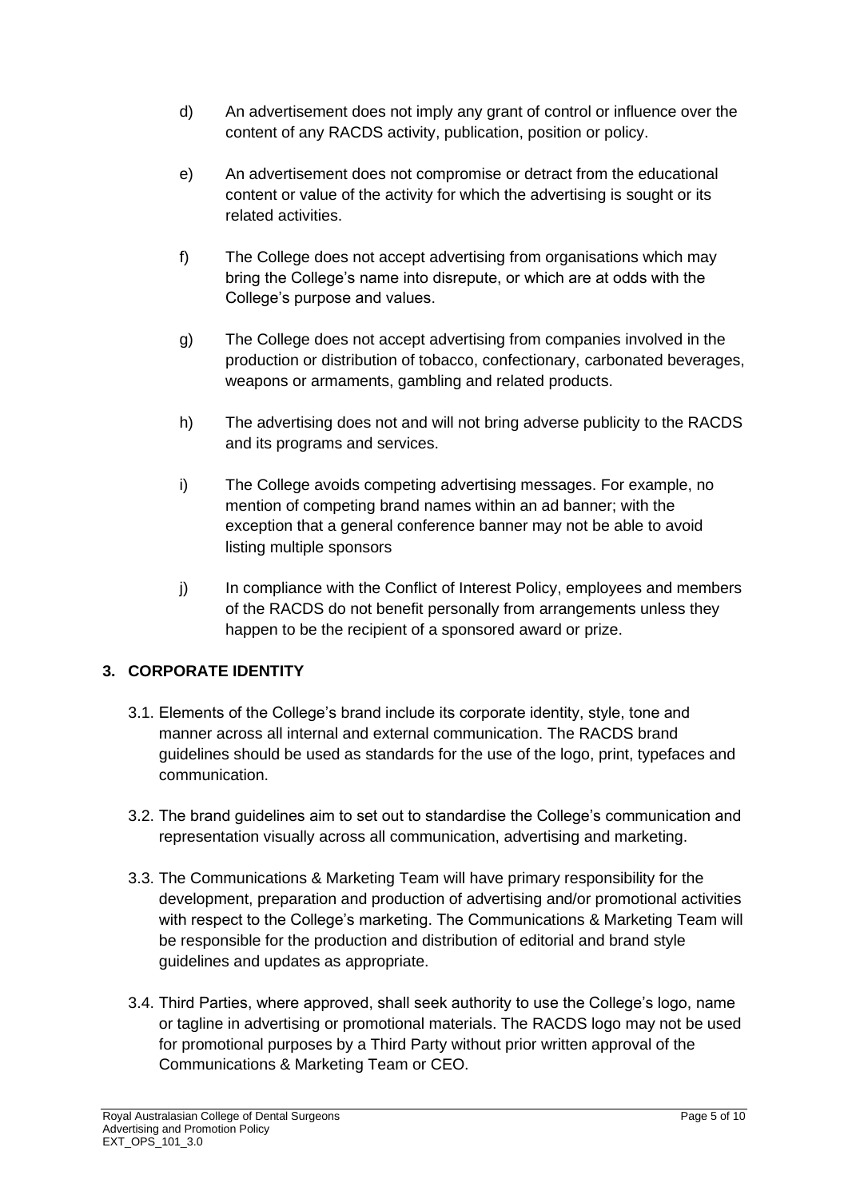d) An advertisement does not imply any grant of control or influence over the content of any RACDS activity, publication, position or policy.

e) An advertisement does not compromise or detract from the educational content or value of the activity for which the advertising is sought or its related activities.

f) The College does not accept advertising from organisations which may bring the College's name into disrepute, or which are at odds with the College's purpose and values.

g) The College does not accept advertising from companies involved in the production or distribution of tobacco, confectionary, carbonated beverages, weapons or armaments, gambling and related products.

h) The advertising does not and will not bring adverse publicity to the RACDS and its programs and services.

i) The College avoids competing advertising messages. For example, no mention of competing brand names within an ad banner; with the exception that a general conference banner may not be able to avoid listing multiple sponsors

j) In compliance with the Conflict of Interest Policy, employees and members of the RACDS do not benefit personally from arrangements unless they happen to be the recipient of a sponsored award or prize.

## 3. CORPORATE IDENTITY

3.1. Elements of the College's brand include its corporate identity, style, tone and manner across all internal and external communication. The RACDS brand guidelines should be used as standards for the use of the logo, print, typefaces and communication.

3.2. The brand guidelines aim to set out to standardise the College's communication and representation visually across all communication, advertising and marketing.

3.3. The Communications & Marketing Team will have primary responsibility for the development, preparation and production of advertising and/or promotional activities with respect to the College's marketing. The Communications & Marketing Team will be responsible for the production and distribution of editorial and brand style guidelines and updates as appropriate.

3.4. Third Parties, where approved, shall seek authority to use the College's logo, name or tagline in advertising or promotional materials. The RACDS logo may not be used for promotional purposes by a Third Party without prior written approval of the Communications & Marketing Team or CEO.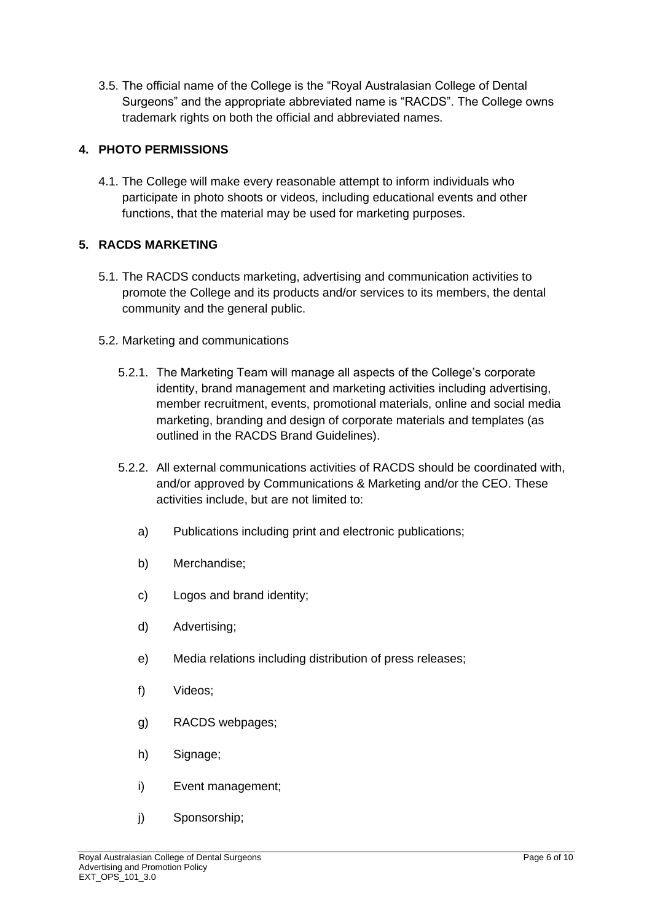3.5. The official name of the College is the "Royal Australasian College of Dental Surgeons" and the appropriate abbreviated name is "RACDS". The College owns trademark rights on both the official and abbreviated names.

## 4. PHOTO PERMISSIONS

4.1. The College will make every reasonable attempt to inform individuals who participate in photo shoots or videos, including educational events and other functions, that the material may be used for marketing purposes.

## 5. RACDS MARKETING

5.1. The RACDS conducts marketing, advertising and communication activities to promote the College and its products and/or services to its members, the dental community and the general public.

5.2. Marketing and communications

5.2.1. The Marketing Team will manage all aspects of the College's corporate identity, brand management and marketing activities including advertising, member recruitment, events, promotional materials, online and social media marketing, branding and design of corporate materials and templates (as outlined in the RACDS Brand Guidelines).

5.2.2. All external communications activities of RACDS should be coordinated with, and/or approved by Communications & Marketing and/or the CEO. These activities include, but are not limited to:

a) Publications including print and electronic publications;

b) Merchandise;

c) Logos and brand identity;

d) Advertising;

e) Media relations including distribution of press releases;

f) Videos;

g) RACDS webpages;

h) Signage;

i) Event management;

j) Sponsorship;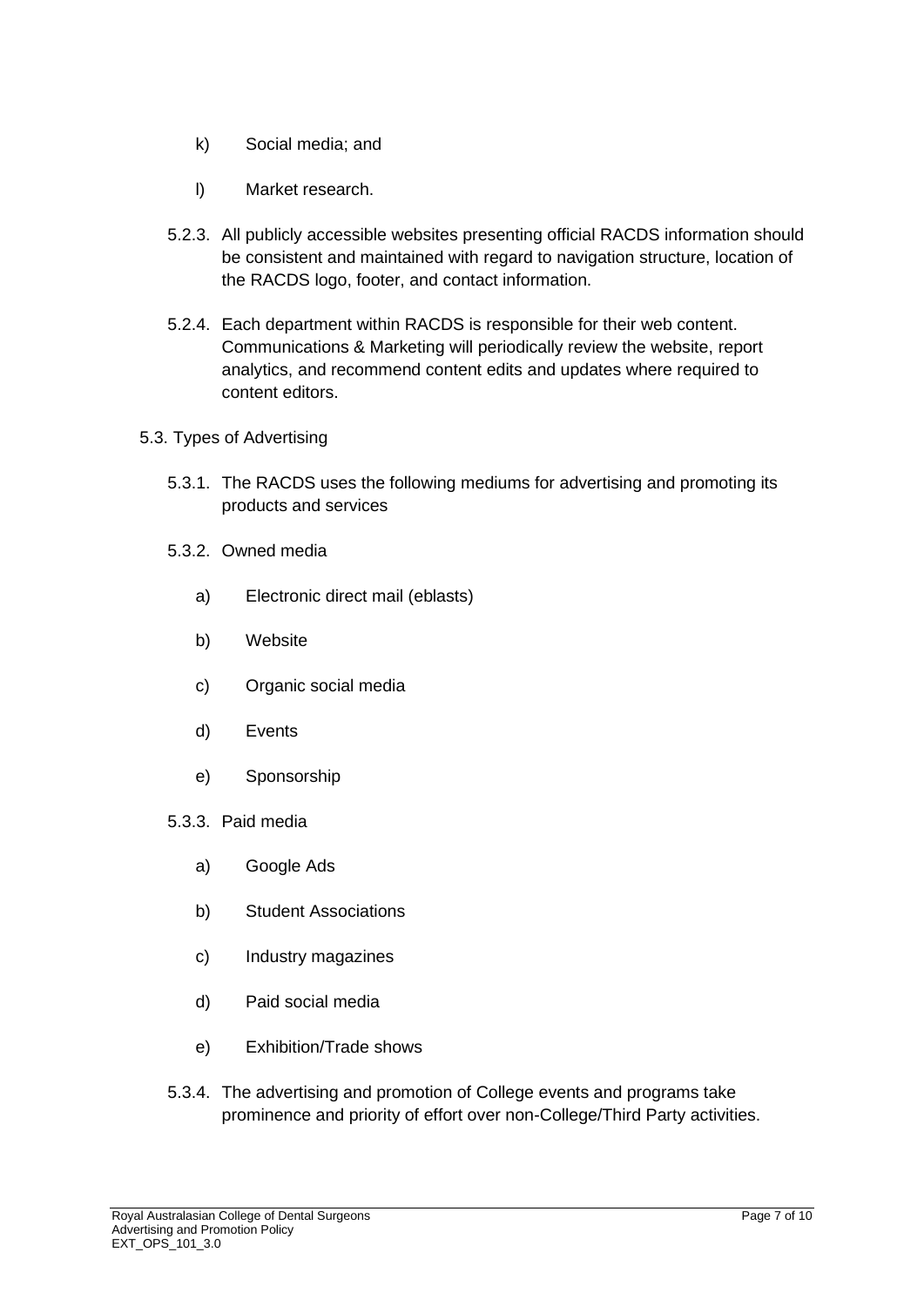k) Social media; and

l) Market research.

5.2.3. All publicly accessible websites presenting official RACDS information should be consistent and maintained with regard to navigation structure, location of the RACDS logo, footer, and contact information.

5.2.4. Each department within RACDS is responsible for their web content. Communications & Marketing will periodically review the website, report analytics, and recommend content edits and updates where required to content editors.

5.3. Types of Advertising

5.3.1. The RACDS uses the following mediums for advertising and promoting its products and services

5.3.2. Owned media

a) Electronic direct mail (eblasts)

b) Website

c) Organic social media

d) Events

e) Sponsorship

5.3.3. Paid media

a) Google Ads

b) Student Associations

c) Industry magazines

d) Paid social media

e) Exhibition/Trade shows

5.3.4. The advertising and promotion of College events and programs take prominence and priority of effort over non-College/Third Party activities.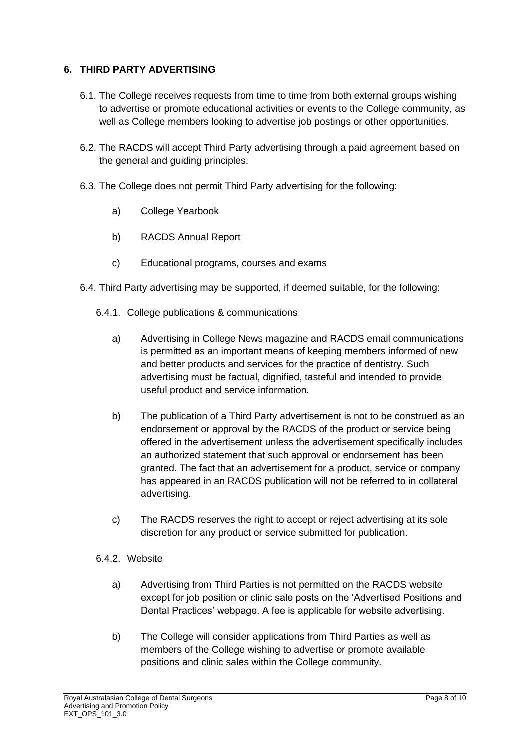## 6. THIRD PARTY ADVERTISING

6.1. The College receives requests from time to time from both external groups wishing to advertise or promote educational activities or events to the College community, as well as College members looking to advertise job postings or other opportunities.

6.2. The RACDS will accept Third Party advertising through a paid agreement based on the general and guiding principles.

6.3. The College does not permit Third Party advertising for the following:

a) College Yearbook

b) RACDS Annual Report

c) Educational programs, courses and exams

6.4. Third Party advertising may be supported, if deemed suitable, for the following:

6.4.1. College publications & communications

a) Advertising in College News magazine and RACDS email communications is permitted as an important means of keeping members informed of new and better products and services for the practice of dentistry. Such advertising must be factual, dignified, tasteful and intended to provide useful product and service information.

b) The publication of a Third Party advertisement is not to be construed as an endorsement or approval by the RACDS of the product or service being offered in the advertisement unless the advertisement specifically includes an authorized statement that such approval or endorsement has been granted. The fact that an advertisement for a product, service or company has appeared in an RACDS publication will not be referred to in collateral advertising.

c) The RACDS reserves the right to accept or reject advertising at its sole discretion for any product or service submitted for publication.

6.4.2. Website

a) Advertising from Third Parties is not permitted on the RACDS website except for job position or clinic sale posts on the 'Advertised Positions and Dental Practices' webpage. A fee is applicable for website advertising.

b) The College will consider applications from Third Parties as well as members of the College wishing to advertise or promote available positions and clinic sales within the College community.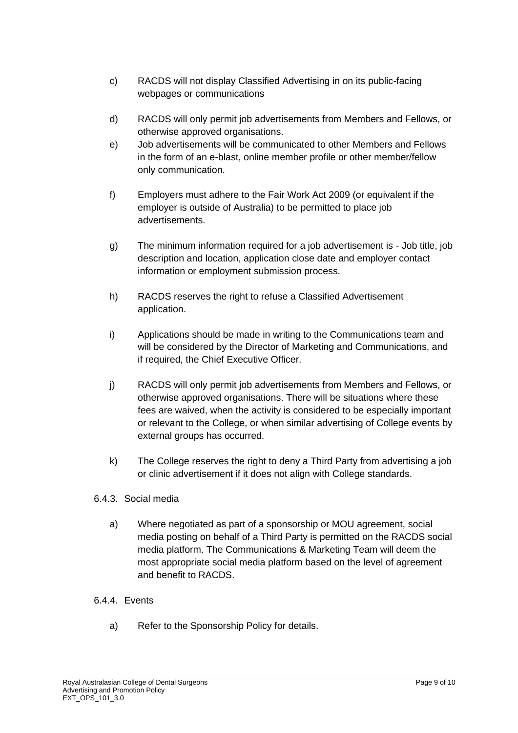c) RACDS will not display Classified Advertising in on its public-facing webpages or communications

d) RACDS will only permit job advertisements from Members and Fellows, or otherwise approved organisations.

e) Job advertisements will be communicated to other Members and Fellows in the form of an e-blast, online member profile or other member/fellow only communication.

f) Employers must adhere to the Fair Work Act 2009 (or equivalent if the employer is outside of Australia) to be permitted to place job advertisements.

g) The minimum information required for a job advertisement is - Job title, job description and location, application close date and employer contact information or employment submission process.

h) RACDS reserves the right to refuse a Classified Advertisement application.

i) Applications should be made in writing to the Communications team and will be considered by the Director of Marketing and Communications, and if required, the Chief Executive Officer.

j) RACDS will only permit job advertisements from Members and Fellows, or otherwise approved organisations. There will be situations where these fees are waived, when the activity is considered to be especially important or relevant to the College, or when similar advertising of College events by external groups has occurred.

k) The College reserves the right to deny a Third Party from advertising a job or clinic advertisement if it does not align with College standards.

6.4.3. Social media

a) Where negotiated as part of a sponsorship or MOU agreement, social media posting on behalf of a Third Party is permitted on the RACDS social media platform. The Communications & Marketing Team will deem the most appropriate social media platform based on the level of agreement and benefit to RACDS.

6.4.4. Events

a) Refer to the Sponsorship Policy for details.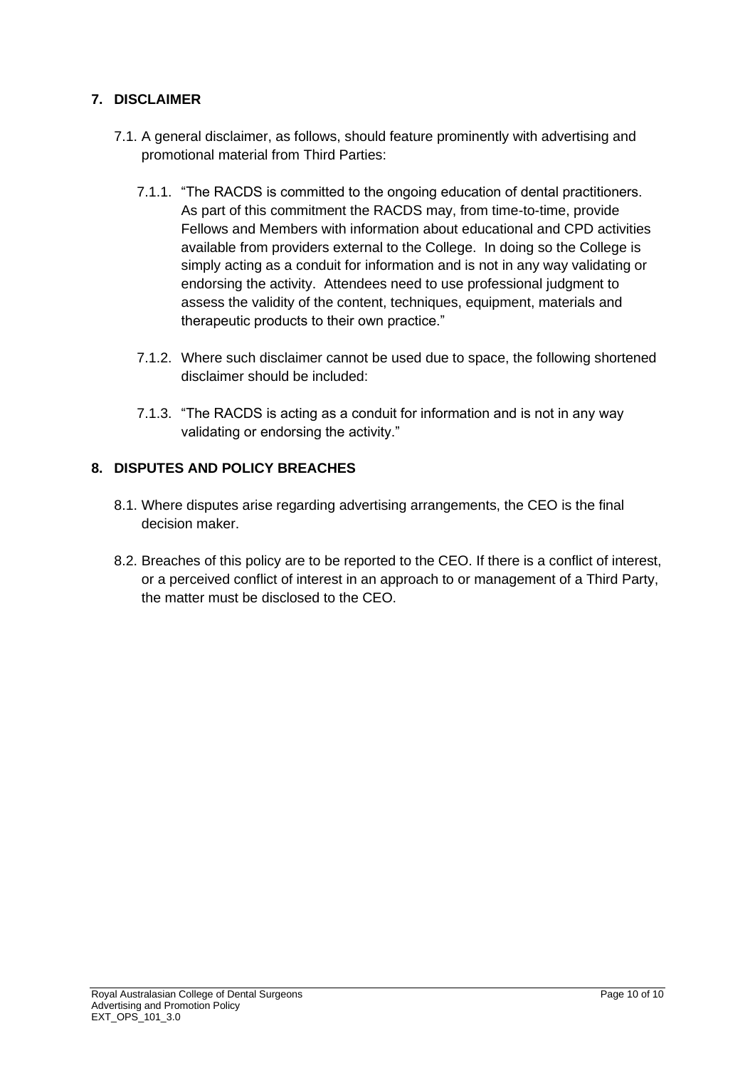## 7. DISCLAIMER

7.1. A general disclaimer, as follows, should feature prominently with advertising and promotional material from Third Parties:

7.1.1. "The RACDS is committed to the ongoing education of dental practitioners. As part of this commitment the RACDS may, from time-to-time, provide Fellows and Members with information about educational and CPD activities available from providers external to the College. In doing so the College is simply acting as a conduit for information and is not in any way validating or endorsing the activity. Attendees need to use professional judgment to assess the validity of the content, techniques, equipment, materials and therapeutic products to their own practice."

7.1.2. Where such disclaimer cannot be used due to space, the following shortened disclaimer should be included:

7.1.3. "The RACDS is acting as a conduit for information and is not in any way validating or endorsing the activity."

## 8. DISPUTES AND POLICY BREACHES

8.1. Where disputes arise regarding advertising arrangements, the CEO is the final decision maker.

8.2. Breaches of this policy are to be reported to the CEO. If there is a conflict of interest, or a perceived conflict of interest in an approach to or management of a Third Party, the matter must be disclosed to the CEO.